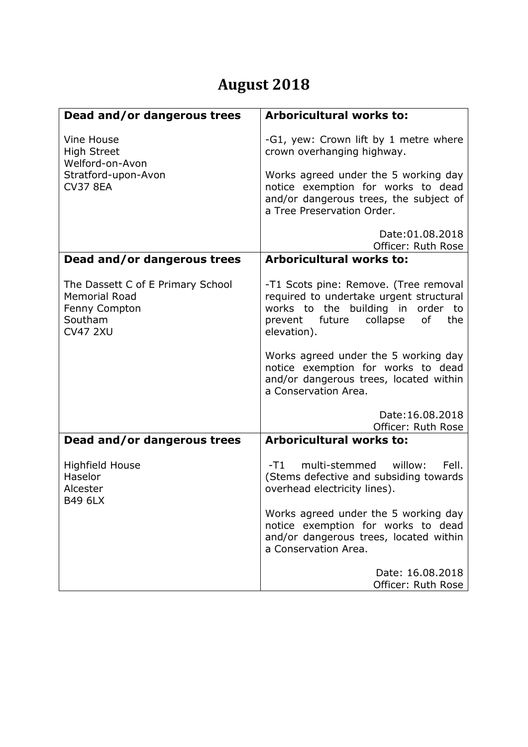# August 2018

| Dead and/or dangerous trees | Arboricultural works to: |
|---|---|
| Vine House<br>High Street<br>Welford-on-Avon<br>Stratford-upon-Avon<br>CV37 8EA | -G1, yew: Crown lift by 1 metre where crown overhanging highway.<br><br>Works agreed under the 5 working day notice exemption for works to dead and/or dangerous trees, the subject of a Tree Preservation Order.<br><br>Date:01.08.2018<br>Officer: Ruth Rose |
| **Dead and/or dangerous trees** | **Arboricultural works to:** |
| The Dassett C of E Primary School<br>Memorial Road<br>Fenny Compton<br>Southam<br>CV47 2XU | -T1 Scots pine: Remove. (Tree removal required to undertake urgent structural works to the building in order to prevent future collapse of the elevation).<br><br>Works agreed under the 5 working day notice exemption for works to dead and/or dangerous trees, located within a Conservation Area.<br><br>Date:16.08.2018<br>Officer: Ruth Rose |
| **Dead and/or dangerous trees** | **Arboricultural works to:** |
| Highfield House<br>Haselor<br>Alcester<br>B49 6LX | -T1 multi-stemmed willow: Fell. (Stems defective and subsiding towards overhead electricity lines).<br><br>Works agreed under the 5 working day notice exemption for works to dead and/or dangerous trees, located within a Conservation Area.<br><br>Date: 16.08.2018<br>Officer: Ruth Rose |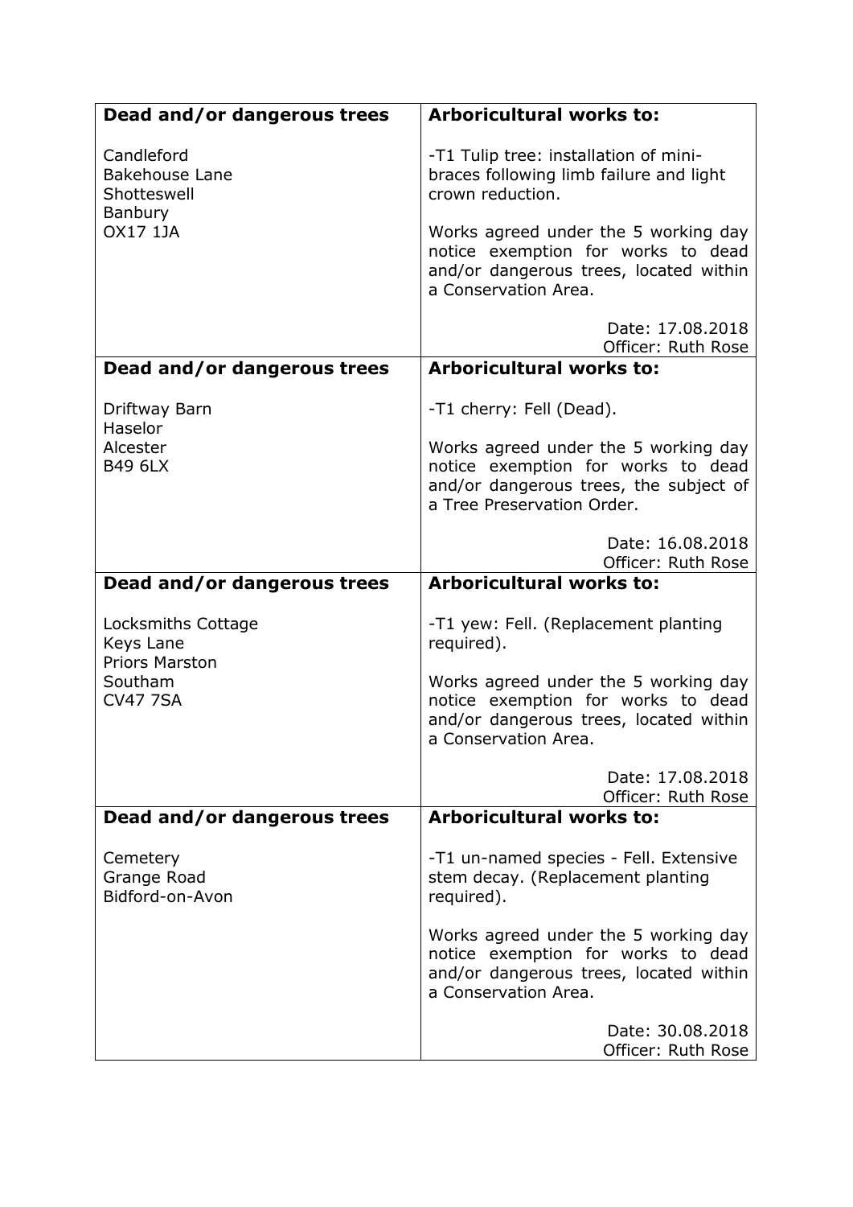| Dead and/or dangerous trees | Arboricultural works to: |
| --- | --- |
| Candleford<br>Bakehouse Lane<br>Shotteswell<br>Banbury<br>OX17 1JA | -T1 Tulip tree: installation of mini-braces following limb failure and light crown reduction.<br><br>Works agreed under the 5 working day notice exemption for works to dead and/or dangerous trees, located within a Conservation Area.<br><br>Date: 17.08.2018<br>Officer: Ruth Rose |
| **Dead and/or dangerous trees** | **Arboricultural works to:** |
| Driftway Barn<br>Haselor<br>Alcester<br>B49 6LX | -T1 cherry: Fell (Dead).<br><br>Works agreed under the 5 working day notice exemption for works to dead and/or dangerous trees, the subject of a Tree Preservation Order.<br><br>Date: 16.08.2018<br>Officer: Ruth Rose |
| **Dead and/or dangerous trees** | **Arboricultural works to:** |
| Locksmiths Cottage<br>Keys Lane<br>Priors Marston<br>Southam<br>CV47 7SA | -T1 yew: Fell. (Replacement planting required).<br><br>Works agreed under the 5 working day notice exemption for works to dead and/or dangerous trees, located within a Conservation Area.<br><br>Date: 17.08.2018<br>Officer: Ruth Rose |
| **Dead and/or dangerous trees** | **Arboricultural works to:** |
| Cemetery<br>Grange Road<br>Bidford-on-Avon | -T1 un-named species - Fell. Extensive stem decay. (Replacement planting required).<br><br>Works agreed under the 5 working day notice exemption for works to dead and/or dangerous trees, located within a Conservation Area.<br><br>Date: 30.08.2018<br>Officer: Ruth Rose |